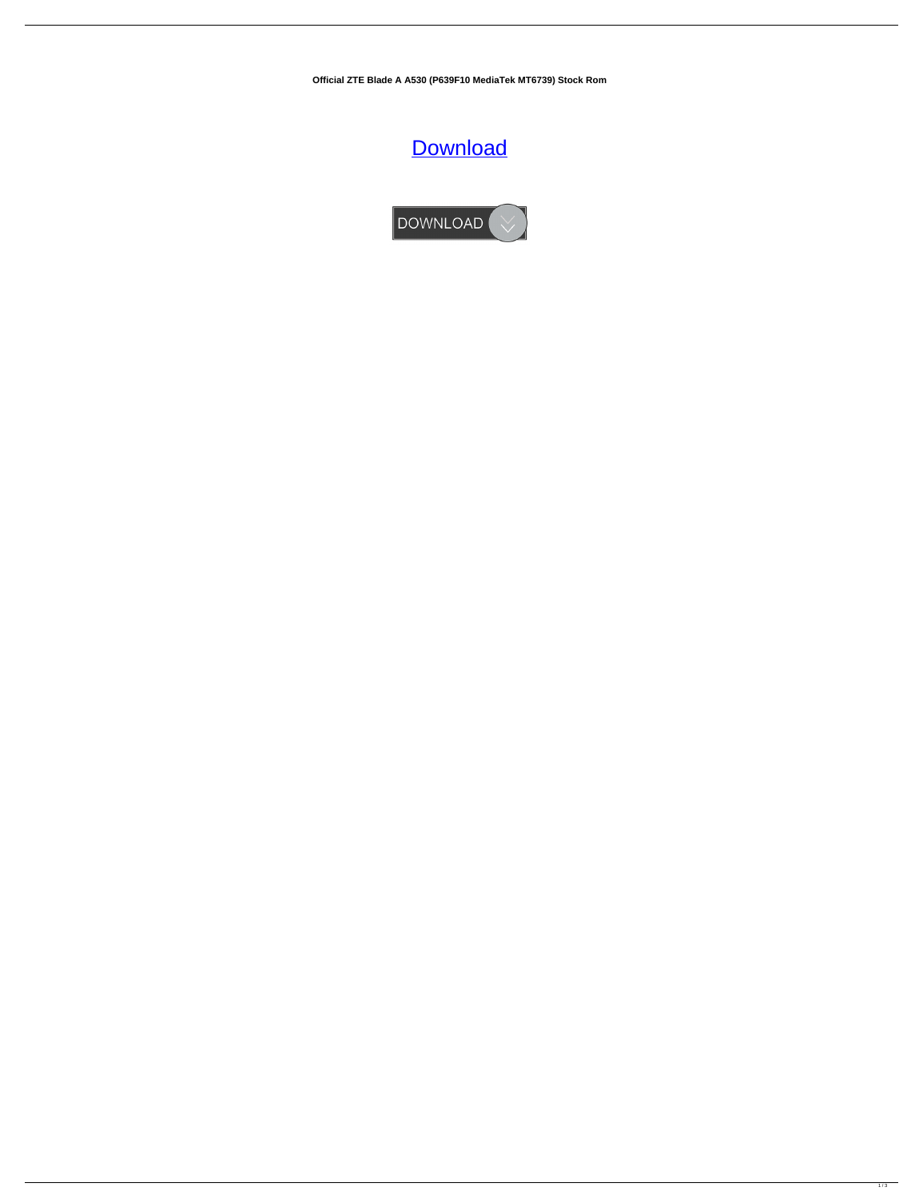**Official ZTE Blade A A530 (P639F10 MediaTek MT6739) Stock Rom**

Download

DOWNLOAD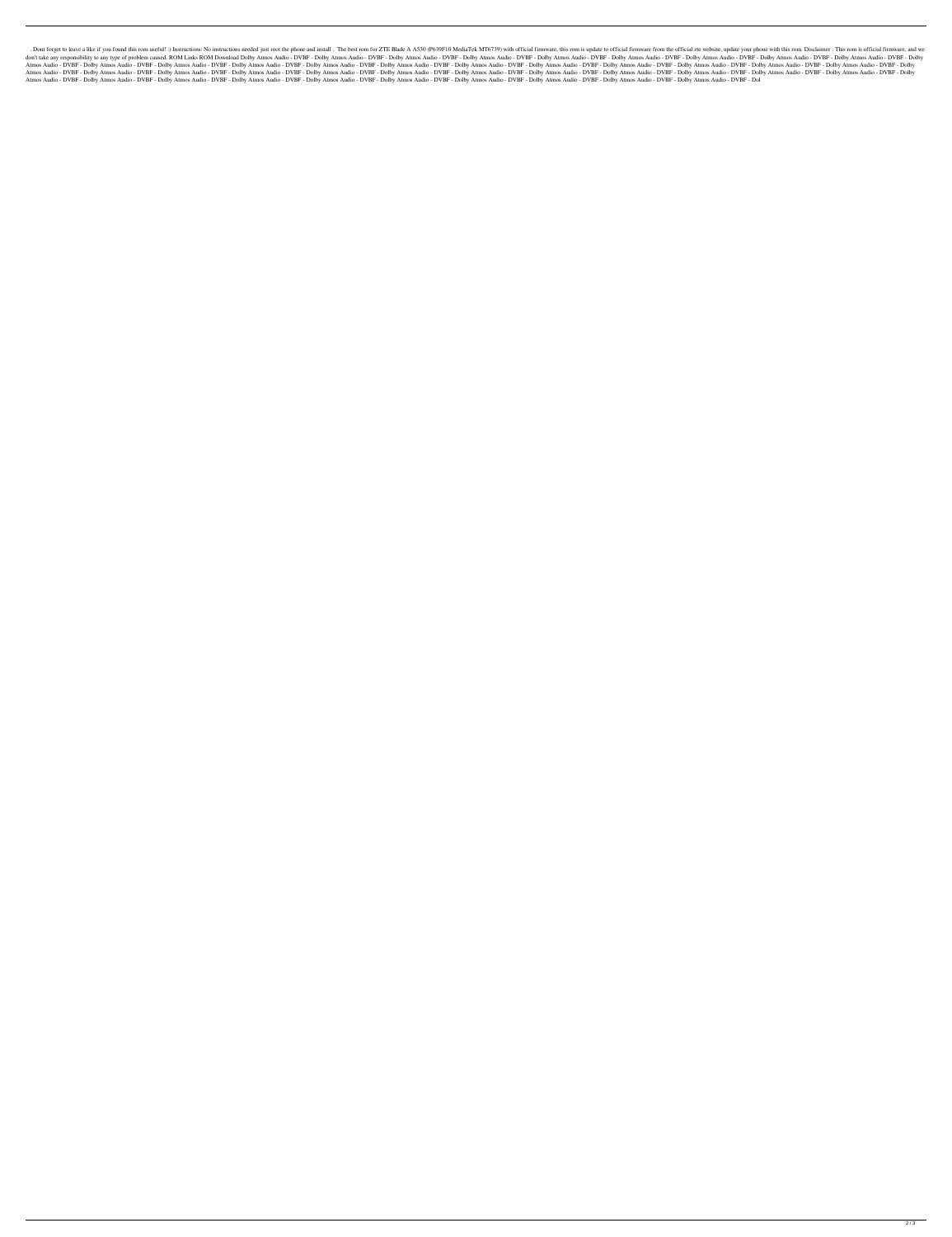. Dont forget to leave a like if you found this rom useful! :) Instructions: No instructions needed just root the phone and install . The best rom for ZTE Blade A A530 (P639F10 MediaTek MT6739) with official firmware, this rom is update to official firmware from the official zte website, update your phone with this rom. Disclaimer : This rom is official firmware, and we don't take any responsibility to any type of problem caused. ROM Links ROM Download Dolby Atmos Audio - DVBF - Dolby Atmos Audio - DVBF - Dolby Atmos Audio - DVBF - Dolby Atmos Audio - DVBF - Dolby Atmos Audio - DVBF - Dolby Atmos Audio - DVBF - Dolby Atmos Audio - DVBF - Dolby Atmos Audio - DVBF - Dolby Atmos Audio - DVBF - Dolby Atmos Audio - DVBF - Dolby Atmos Audio - DVBF - Dolby Atmos Audio - DVBF - Dolby Atmos Audio - DVBF - Dolby Atmos Audio - DVBF - Dolby Atmos Audio - DVBF - Dolby Atmos Audio - DVBF - Dolby Atmos Audio - DVBF - Dolby Atmos Audio - DVBF - Dolby Atmos Audio - DVBF - Dolby Atmos Audio - DVBF - Dolby Atmos Audio - DVBF - Dolby Atmos Audio - DVBF - Dolby Atmos Audio - DVBF - Dolby Atmos Audio - DVBF - Dolby Atmos Audio - DVBF - Dolby Atmos Audio - DVBF - Dolby Atmos Audio - DVBF - Dolby Atmos Audio - DVBF - Dolby Atmos Audio - DVBF - Dolby Atmos Audio - DVBF - Dolby Atmos Audio - DVBF - Dolby Atmos Audio - DVBF - Dolby Atmos Audio - DVBF - Dolby Atmos Audio - DVBF - Dolby Atmos Audio - DVBF - Dolby Atmos Audio - DVBF - Dolby Atmos Audio - DVBF - Dolby Atmos Audio - DVBF - Dolby Atmos Audio - DVBF - Dolby Atmos Audio - DVBF - Dolby Atmos Audio - DVBF - Dolby Atmos Audio - DVBF - Dolby Atmos Audio - DVBF - Dolby Atmos Audio - DVBF - Dolby Atmos Audio - DVBF - Dolby Atmos Audio - DVBF - Dolby Atmos Audio - DVBF - Dolby Atmos Audio - DVBF - Dolby Atmos Audio - DVBF - Dolby Atmos Audio - DVBF - Dol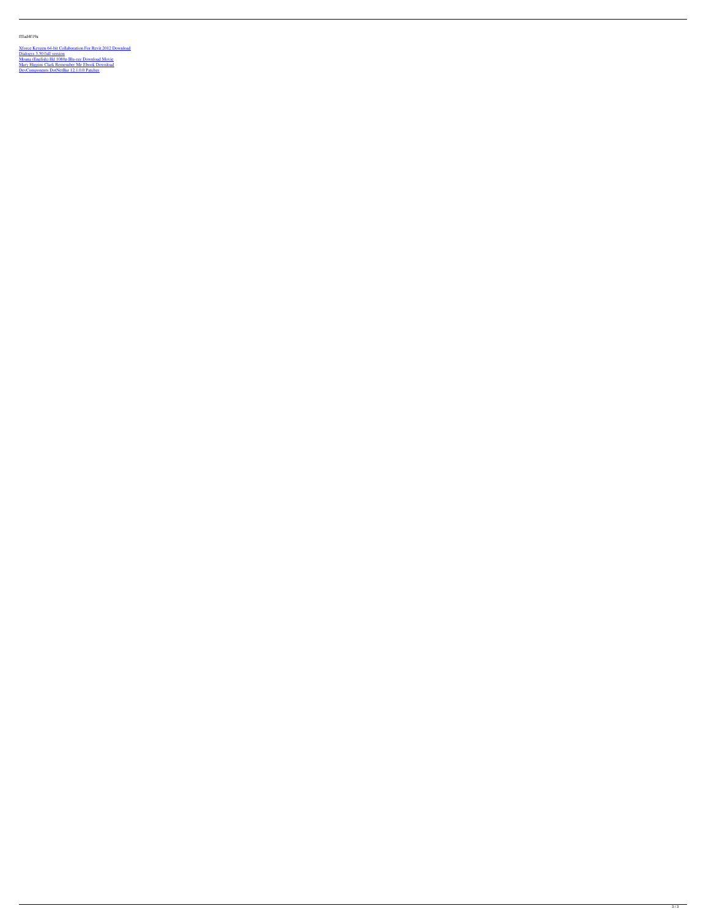fffad4f19a

[Xforce Keygen 64-bit Collaboration For Revit 2012 Download]
[Dialogys 3.50 full version]
[Moana (English) Hd 1080p Blu-ray Download Movie]
[Mary Higgins Clark Remember Me Ebook Download]
[DevComponents DotNetBar 12.1.0.0 Patcher]